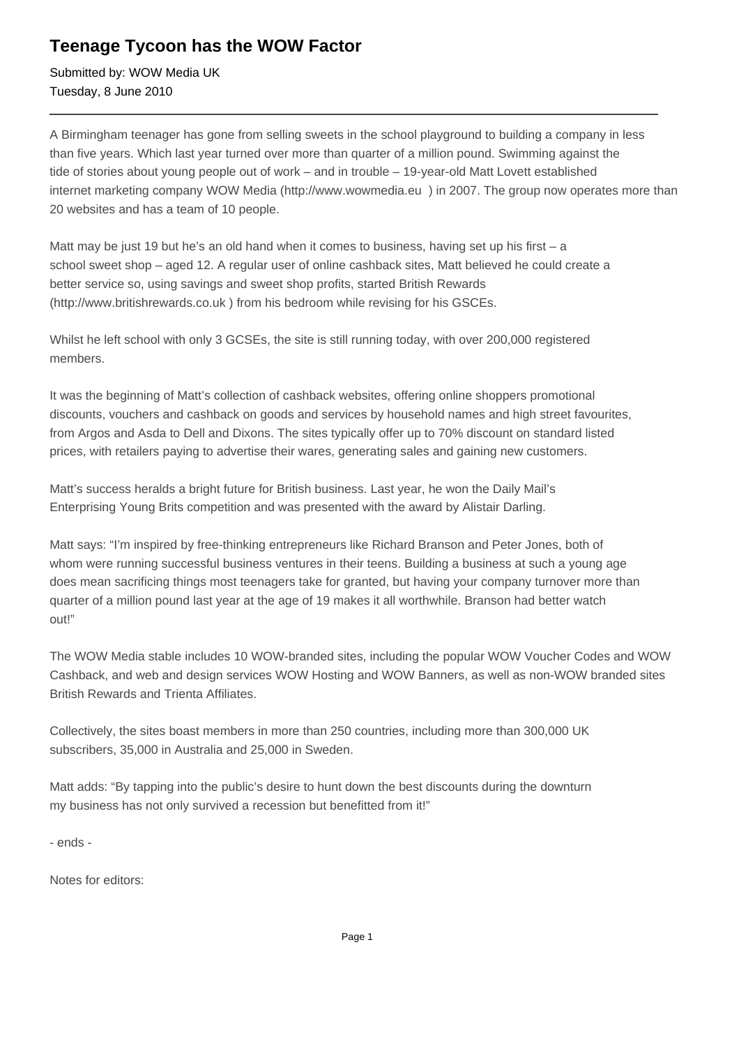# Teenage Tycoon has the WOW Factor

Submitted by: WOW Media UK
Tuesday, 8 June 2010

---

A Birmingham teenager has gone from selling sweets in the school playground to building a company in less than five years. Which last year turned over more than quarter of a million pound. Swimming against the tide of stories about young people out of work – and in trouble – 19-year-old Matt Lovett established internet marketing company WOW Media (http://www.wowmedia.eu ) in 2007. The group now operates more than 20 websites and has a team of 10 people.

Matt may be just 19 but he's an old hand when it comes to business, having set up his first – a school sweet shop – aged 12. A regular user of online cashback sites, Matt believed he could create a better service so, using savings and sweet shop profits, started British Rewards (http://www.britishrewards.co.uk ) from his bedroom while revising for his GSCEs.

Whilst he left school with only 3 GCSEs, the site is still running today, with over 200,000 registered members.

It was the beginning of Matt's collection of cashback websites, offering online shoppers promotional discounts, vouchers and cashback on goods and services by household names and high street favourites, from Argos and Asda to Dell and Dixons. The sites typically offer up to 70% discount on standard listed prices, with retailers paying to advertise their wares, generating sales and gaining new customers.

Matt's success heralds a bright future for British business. Last year, he won the Daily Mail's Enterprising Young Brits competition and was presented with the award by Alistair Darling.

Matt says: "I'm inspired by free-thinking entrepreneurs like Richard Branson and Peter Jones, both of whom were running successful business ventures in their teens. Building a business at such a young age does mean sacrificing things most teenagers take for granted, but having your company turnover more than quarter of a million pound last year at the age of 19 makes it all worthwhile. Branson had better watch out!"

The WOW Media stable includes 10 WOW-branded sites, including the popular WOW Voucher Codes and WOW Cashback, and web and design services WOW Hosting and WOW Banners, as well as non-WOW branded sites British Rewards and Trienta Affiliates.

Collectively, the sites boast members in more than 250 countries, including more than 300,000 UK subscribers, 35,000 in Australia and 25,000 in Sweden.

Matt adds: "By tapping into the public's desire to hunt down the best discounts during the downturn my business has not only survived a recession but benefitted from it!"

- ends -

Notes for editors: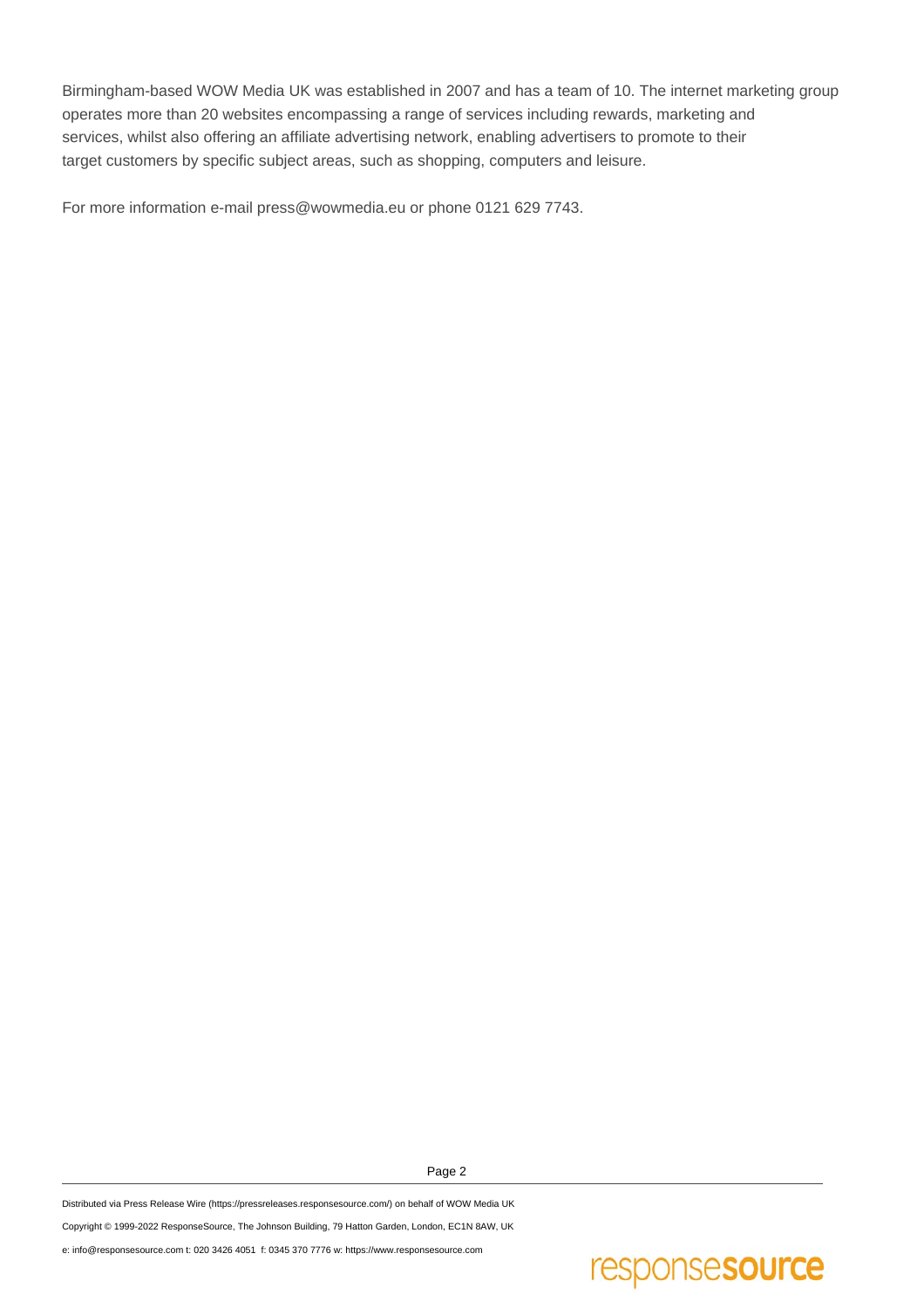Birmingham-based WOW Media UK was established in 2007 and has a team of 10. The internet marketing group operates more than 20 websites encompassing a range of services including rewards, marketing and services, whilst also offering an affiliate advertising network, enabling advertisers to promote to their target customers by specific subject areas, such as shopping, computers and leisure.

For more information e-mail press@wowmedia.eu or phone 0121 629 7743.

Distributed via Press Release Wire (https://pressreleases.responsesource.com/) on behalf of WOW Media UK

Copyright © 1999-2022 ResponseSource, The Johnson Building, 79 Hatton Garden, London, EC1N 8AW, UK

e: info@responsesource.com t: 020 3426 4051 f: 0345 370 7776 w: https://www.responsesource.com